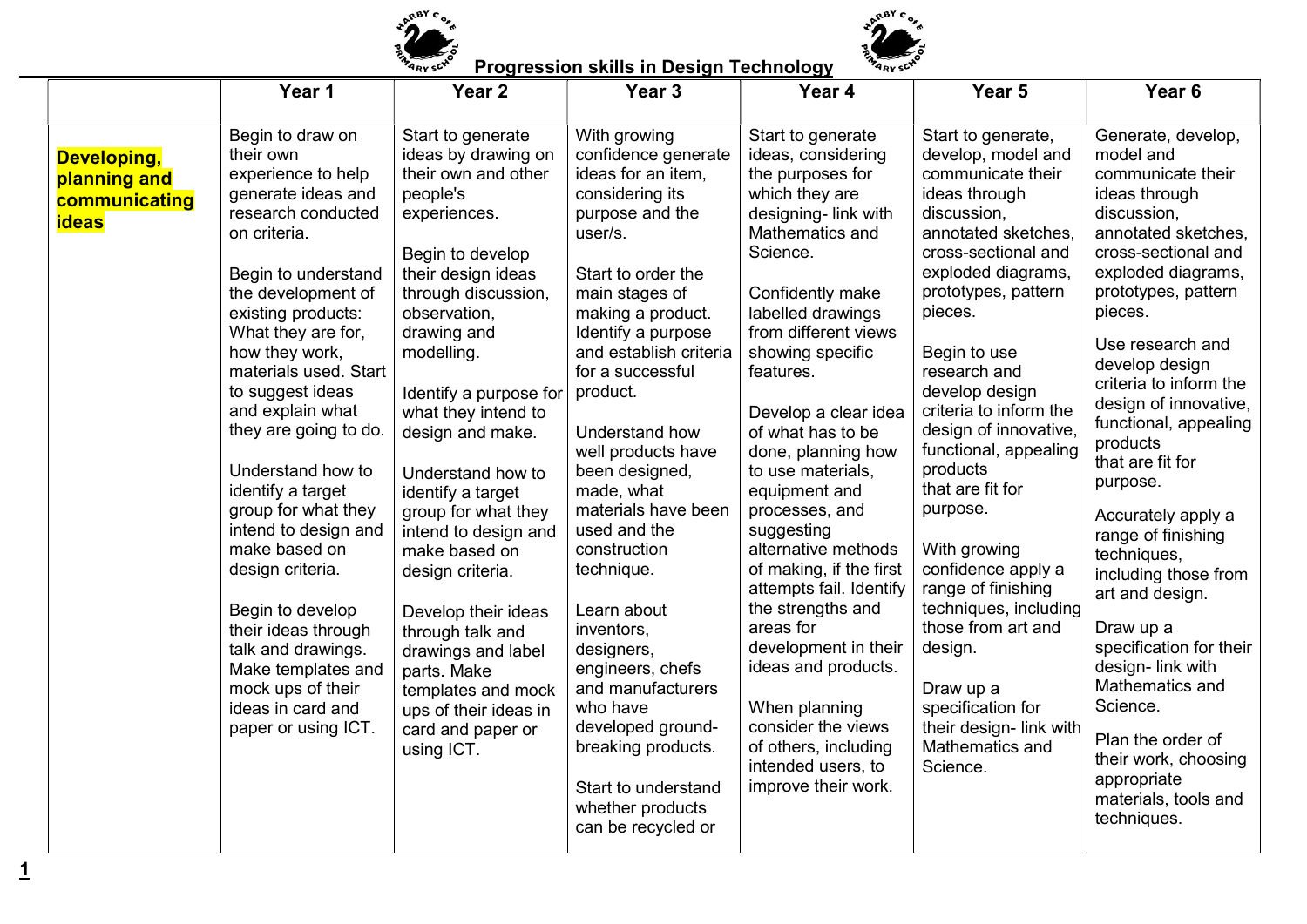# Progression skills in Design Technology

| | Year 1 | Year 2 | Year 3 | Year 4 | Year 5 | Year 6 |
|---|---|---|---|---|---|---|
| **Developing, planning and communicating ideas** | Begin to draw on their own experience to help generate ideas and research conducted on criteria.<br><br>Begin to understand the development of existing products: What they are for, how they work, materials used. Start to suggest ideas and explain what they are going to do.<br><br>Understand how to identify a target group for what they intend to design and make based on design criteria.<br><br>Begin to develop their ideas through talk and drawings. Make templates and mock ups of their ideas in card and paper or using ICT. | Start to generate ideas by drawing on their own and other people's experiences.<br><br>Begin to develop their design ideas through discussion, observation, drawing and modelling.<br><br>Identify a purpose for what they intend to design and make.<br><br>Understand how to identify a target group for what they intend to design and make based on design criteria.<br><br>Develop their ideas through talk and drawings and label parts. Make templates and mock ups of their ideas in card and paper or using ICT. | With growing confidence generate ideas for an item, considering its purpose and the user/s.<br><br>Start to order the main stages of making a product. Identify a purpose and establish criteria for a successful product.<br><br>Understand how well products have been designed, made, what materials have been used and the construction technique.<br><br>Learn about inventors, designers, engineers, chefs and manufacturers who have developed ground-breaking products.<br><br>Start to understand whether products can be recycled or | Start to generate ideas, considering the purposes for which they are designing- link with Mathematics and Science.<br><br>Confidently make labelled drawings from different views showing specific features.<br><br>Develop a clear idea of what has to be done, planning how to use materials, equipment and processes, and suggesting alternative methods of making, if the first attempts fail. Identify the strengths and areas for development in their ideas and products.<br><br>When planning consider the views of others, including intended users, to improve their work. | Start to generate, develop, model and communicate their ideas through discussion, annotated sketches, cross-sectional and exploded diagrams, prototypes, pattern pieces.<br><br>Begin to use research and develop design criteria to inform the design of innovative, functional, appealing products that are fit for purpose.<br><br>With growing confidence apply a range of finishing techniques, including those from art and design.<br><br>Draw up a specification for their design- link with Mathematics and Science. | Generate, develop, model and communicate their ideas through discussion, annotated sketches, cross-sectional and exploded diagrams, prototypes, pattern pieces.<br><br>Use research and develop design criteria to inform the design of innovative, functional, appealing products that are fit for purpose.<br><br>Accurately apply a range of finishing techniques, including those from art and design.<br><br>Draw up a specification for their design- link with Mathematics and Science.<br><br>Plan the order of their work, choosing appropriate materials, tools and techniques. |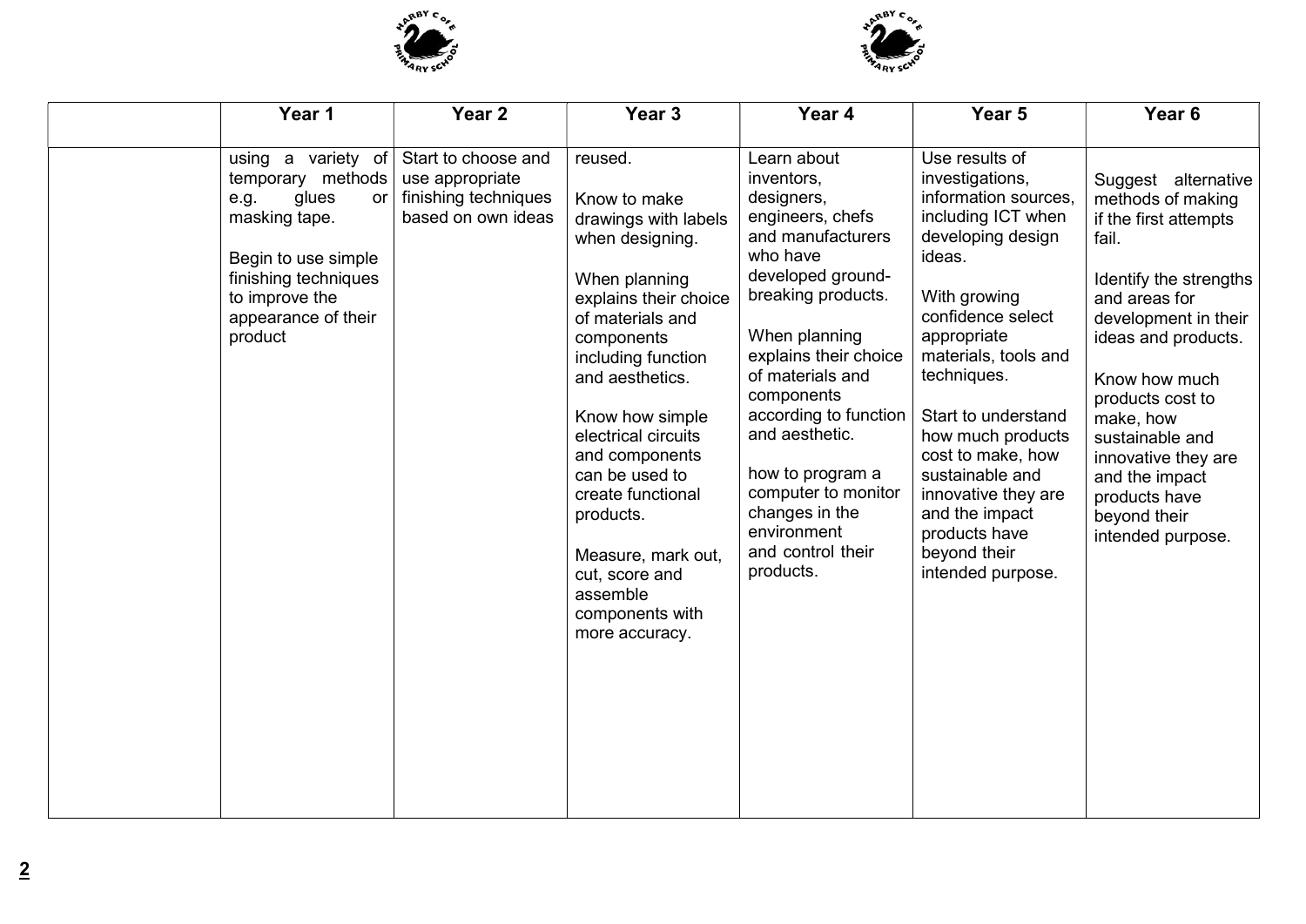| | Year 1 | Year 2 | Year 3 | Year 4 | Year 5 | Year 6 |
|---|---|---|---|---|---|---|
| | using a variety of temporary methods e.g. glues or masking tape.<br><br>Begin to use simple finishing techniques to improve the appearance of their product | Start to choose and use appropriate finishing techniques based on own ideas | reused.<br><br>Know to make drawings with labels when designing.<br><br>When planning explains their choice of materials and components including function and aesthetics.<br><br>Know how simple electrical circuits and components can be used to create functional products.<br><br>Measure, mark out, cut, score and assemble components with more accuracy. | Learn about inventors, designers, engineers, chefs and manufacturers who have developed ground-breaking products.<br><br>When planning explains their choice of materials and components according to function and aesthetic.<br><br>how to program a computer to monitor changes in the environment and control their products. | Use results of investigations, information sources, including ICT when developing design ideas.<br><br>With growing confidence select appropriate materials, tools and techniques.<br><br>Start to understand how much products cost to make, how sustainable and innovative they are and the impact products have beyond their intended purpose. | Suggest alternative methods of making if the first attempts fail.<br><br>Identify the strengths and areas for development in their ideas and products.<br><br>Know how much products cost to make, how sustainable and innovative they are and the impact products have beyond their intended purpose. |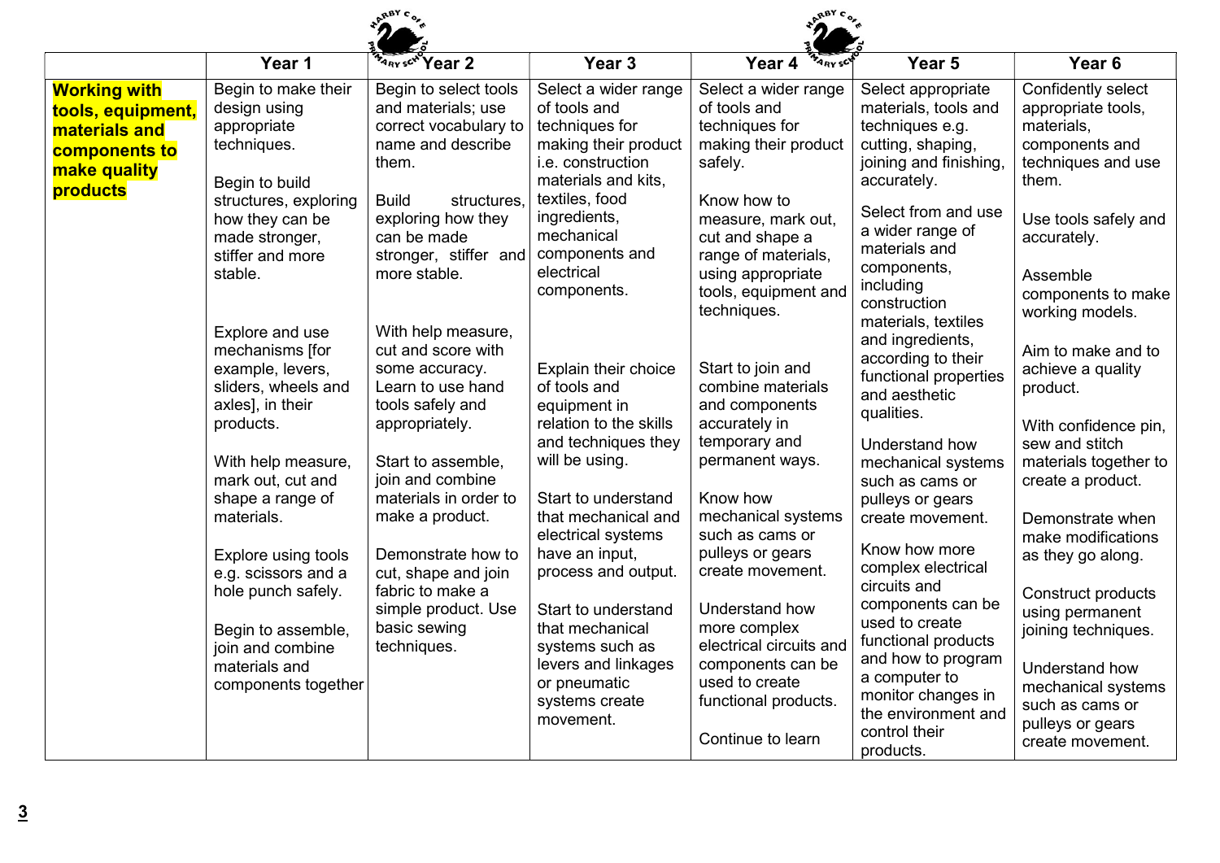| | Year 1 | Year 2 | Year 3 | Year 4 | Year 5 | Year 6 |
|---|---|---|---|---|---|---|
| **Working with tools, equipment, materials and components to make quality products** | Begin to make their design using appropriate techniques.<br><br>Begin to build structures, exploring how they can be made stronger, stiffer and more stable.<br><br>Explore and use mechanisms [for example, levers, sliders, wheels and axles], in their products.<br><br>With help measure, mark out, cut and shape a range of materials.<br><br>Explore using tools e.g. scissors and a hole punch safely.<br><br>Begin to assemble, join and combine materials and components together | Begin to select tools and materials; use correct vocabulary to name and describe them.<br><br>Build structures, exploring how they can be made stronger, stiffer and more stable.<br><br>With help measure, cut and score with some accuracy. Learn to use hand tools safely and appropriately.<br><br>Start to assemble, join and combine materials in order to make a product.<br><br>Demonstrate how to cut, shape and join fabric to make a simple product. Use basic sewing techniques. | Select a wider range of tools and techniques for making their product i.e. construction materials and kits, textiles, food ingredients, mechanical components and electrical components.<br><br>Explain their choice of tools and equipment in relation to the skills and techniques they will be using.<br><br>Start to understand that mechanical and electrical systems have an input, process and output.<br><br>Start to understand that mechanical systems such as levers and linkages or pneumatic systems create movement. | Select a wider range of tools and techniques for making their product safely.<br><br>Know how to measure, mark out, cut and shape a range of materials, using appropriate tools, equipment and techniques.<br><br>Start to join and combine materials and components accurately in temporary and permanent ways.<br><br>Know how mechanical systems such as cams or pulleys or gears create movement.<br><br>Understand how more complex electrical circuits and components can be used to create functional products.<br><br>Continue to learn | Select appropriate materials, tools and techniques e.g. cutting, shaping, joining and finishing, accurately.<br><br>Select from and use a wider range of materials and components, including construction materials, textiles and ingredients, according to their functional properties and aesthetic qualities.<br><br>Understand how mechanical systems such as cams or pulleys or gears create movement.<br><br>Know how more complex electrical circuits and components can be used to create functional products and how to program a computer to monitor changes in the environment and control their products. | Confidently select appropriate tools, materials, components and techniques and use them.<br><br>Use tools safely and accurately.<br><br>Assemble components to make working models.<br><br>Aim to make and to achieve a quality product.<br><br>With confidence pin, sew and stitch materials together to create a product.<br><br>Demonstrate when make modifications as they go along.<br><br>Construct products using permanent joining techniques.<br><br>Understand how mechanical systems such as cams or pulleys or gears create movement. |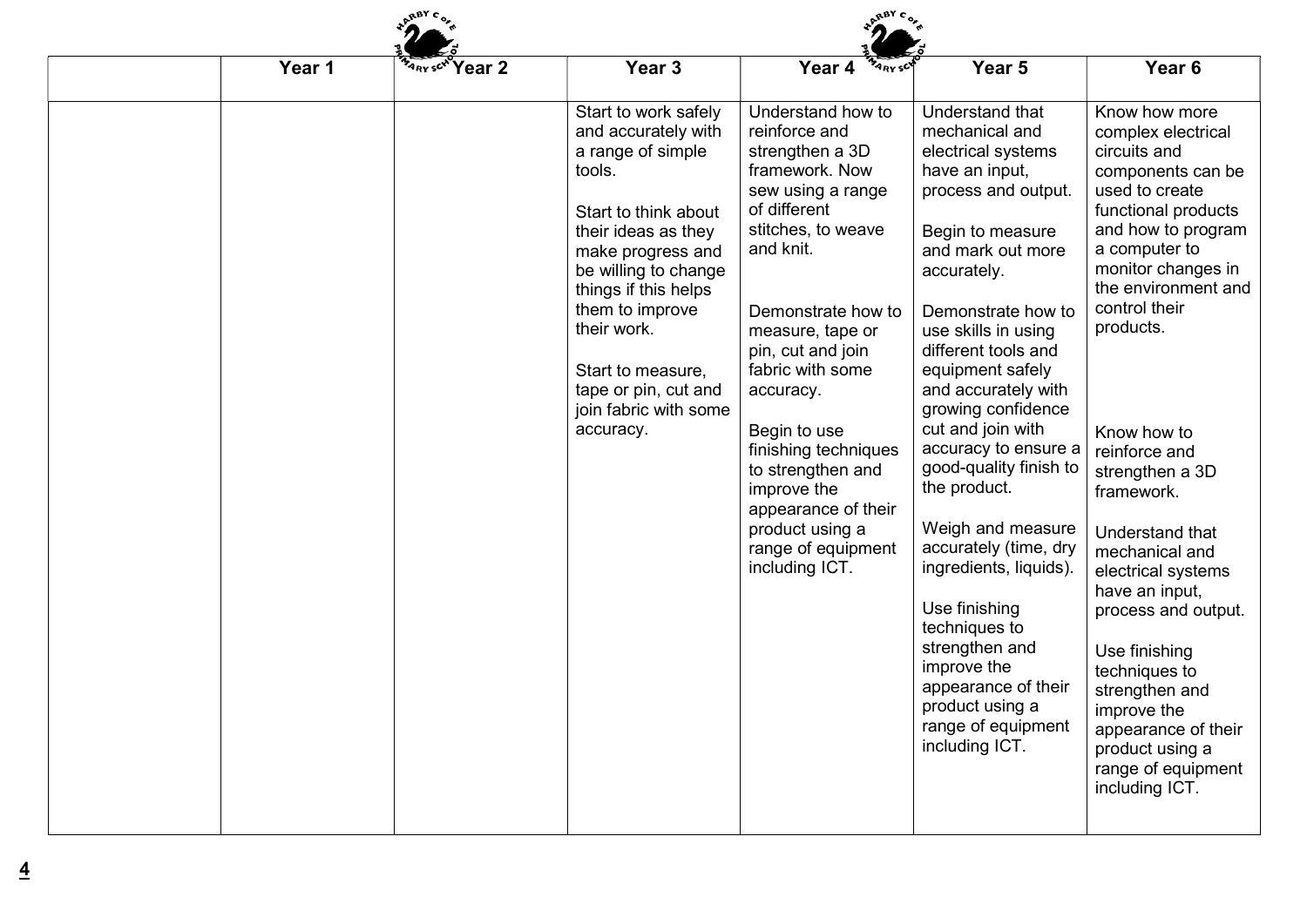| | Year 1 | Year 2 | Year 3 | Year 4 | Year 5 | Year 6 |
|---|---|---|---|---|---|---|
| | | | Start to work safely and accurately with a range of simple tools.<br><br>Start to think about their ideas as they make progress and be willing to change things if this helps them to improve their work.<br><br>Start to measure, tape or pin, cut and join fabric with some accuracy. | Understand how to reinforce and strengthen a 3D framework. Now sew using a range of different stitches, to weave and knit.<br><br>Demonstrate how to measure, tape or pin, cut and join fabric with some accuracy.<br><br>Begin to use finishing techniques to strengthen and improve the appearance of their product using a range of equipment including ICT. | Understand that mechanical and electrical systems have an input, process and output.<br><br>Begin to measure and mark out more accurately.<br><br>Demonstrate how to use skills in using different tools and equipment safely and accurately with growing confidence cut and join with accuracy to ensure a good-quality finish to the product.<br><br>Weigh and measure accurately (time, dry ingredients, liquids).<br><br>Use finishing techniques to strengthen and improve the appearance of their product using a range of equipment including ICT. | Know how more complex electrical circuits and components can be used to create functional products and how to program a computer to monitor changes in the environment and control their products.<br><br>Know how to reinforce and strengthen a 3D framework.<br><br>Understand that mechanical and electrical systems have an input, process and output.<br><br>Use finishing techniques to strengthen and improve the appearance of their product using a range of equipment including ICT. |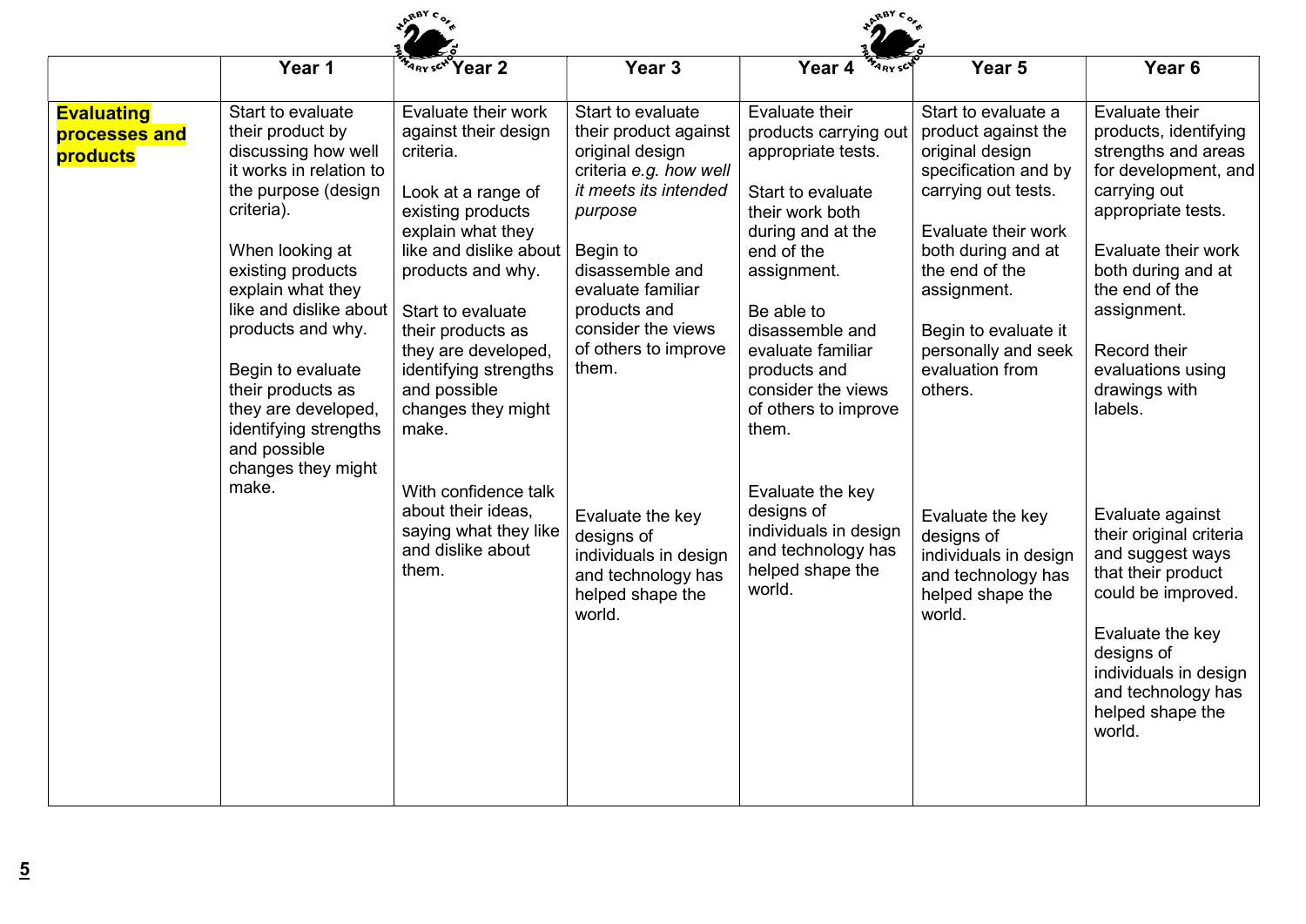| | Year 1 | Year 2 | Year 3 | Year 4 | Year 5 | Year 6 |
|---|---|---|---|---|---|---|
| **Evaluating processes and products** | Start to evaluate their product by discussing how well it works in relation to the purpose (design criteria).<br><br>When looking at existing products explain what they like and dislike about products and why.<br><br>Begin to evaluate their products as they are developed, identifying strengths and possible changes they might make. | Evaluate their work against their design criteria.<br><br>Look at a range of existing products explain what they like and dislike about products and why.<br><br>Start to evaluate their products as they are developed, identifying strengths and possible changes they might make.<br><br>With confidence talk about their ideas, saying what they like and dislike about them. | Start to evaluate their product against original design criteria *e.g. how well it meets its intended purpose*<br><br>Begin to disassemble and evaluate familiar products and consider the views of others to improve them.<br><br>Evaluate the key designs of individuals in design and technology has helped shape the world. | Evaluate their products carrying out appropriate tests.<br><br>Start to evaluate their work both during and at the end of the assignment.<br><br>Be able to disassemble and evaluate familiar products and consider the views of others to improve them.<br><br>Evaluate the key designs of individuals in design and technology has helped shape the world. | Start to evaluate a product against the original design specification and by carrying out tests.<br><br>Evaluate their work both during and at the end of the assignment.<br><br>Begin to evaluate it personally and seek evaluation from others.<br><br>Evaluate the key designs of individuals in design and technology has helped shape the world. | Evaluate their products, identifying strengths and areas for development, and carrying out appropriate tests.<br><br>Evaluate their work both during and at the end of the assignment.<br><br>Record their evaluations using drawings with labels.<br><br>Evaluate against their original criteria and suggest ways that their product could be improved.<br><br>Evaluate the key designs of individuals in design and technology has helped shape the world. |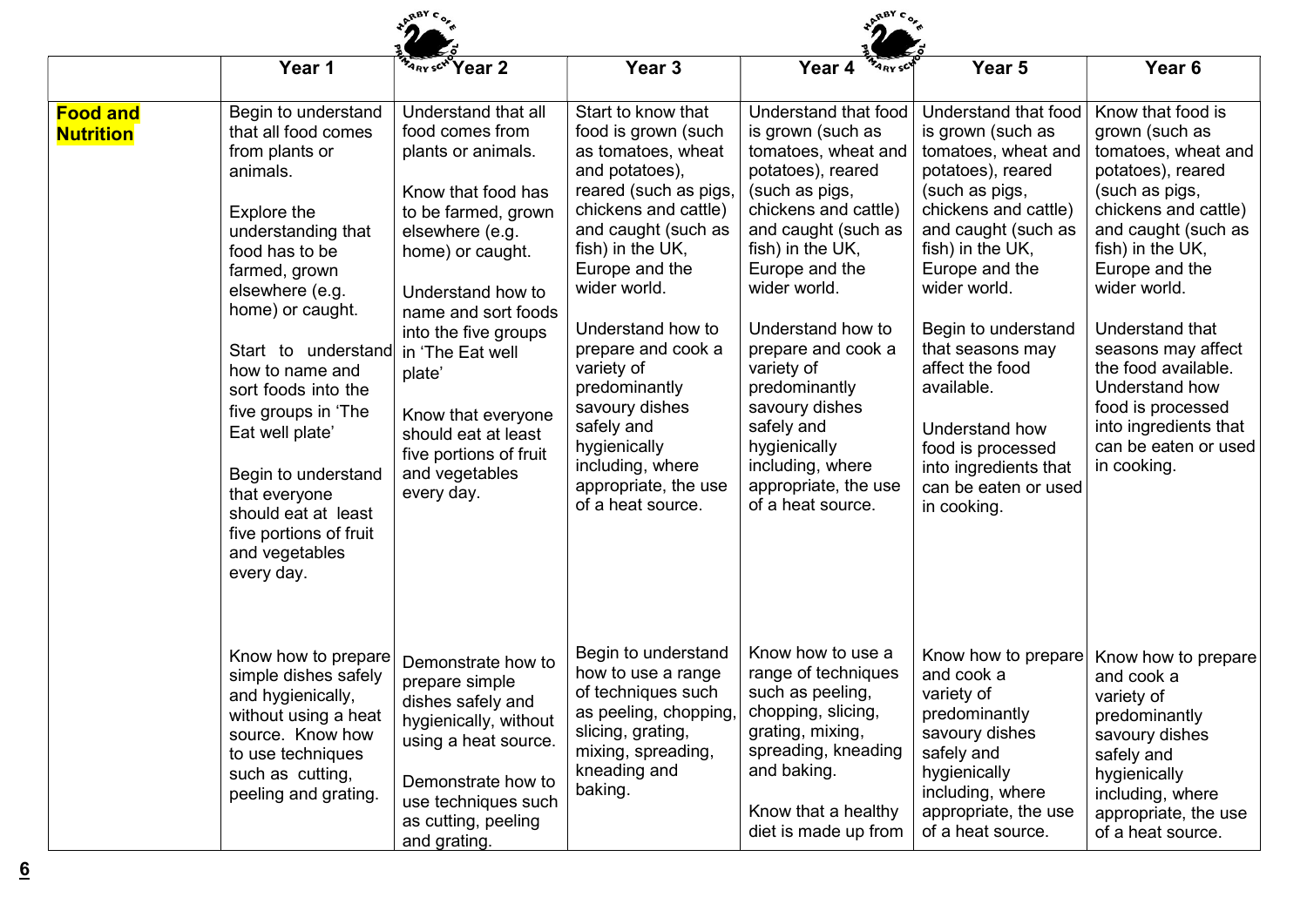| | Year 1 | Year 2 | Year 3 | Year 4 | Year 5 | Year 6 |
|---|---|---|---|---|---|---|
| **Food and Nutrition** | Begin to understand that all food comes from plants or animals.<br><br>Explore the understanding that food has to be farmed, grown elsewhere (e.g. home) or caught.<br><br>Start to understand how to name and sort foods into the five groups in 'The Eat well plate'<br><br>Begin to understand that everyone should eat at least five portions of fruit and vegetables every day. | Understand that all food comes from plants or animals.<br><br>Know that food has to be farmed, grown elsewhere (e.g. home) or caught.<br><br>Understand how to name and sort foods into the five groups in 'The Eat well plate'<br><br>Know that everyone should eat at least five portions of fruit and vegetables every day. | Start to know that food is grown (such as tomatoes, wheat and potatoes), reared (such as pigs, chickens and cattle) and caught (such as fish) in the UK, Europe and the wider world.<br><br>Understand how to prepare and cook a variety of predominantly savoury dishes safely and hygienically including, where appropriate, the use of a heat source. | Understand that food is grown (such as tomatoes, wheat and potatoes), reared (such as pigs, chickens and cattle) and caught (such as fish) in the UK, Europe and the wider world.<br><br>Understand how to prepare and cook a variety of predominantly savoury dishes safely and hygienically including, where appropriate, the use of a heat source. | Understand that food is grown (such as tomatoes, wheat and potatoes), reared (such as pigs, chickens and cattle) and caught (such as fish) in the UK, Europe and the wider world.<br><br>Begin to understand that seasons may affect the food available.<br><br>Understand how food is processed into ingredients that can be eaten or used in cooking. | Know that food is grown (such as tomatoes, wheat and potatoes), reared (such as pigs, chickens and cattle) and caught (such as fish) in the UK, Europe and the wider world.<br><br>Understand that seasons may affect the food available.<br>Understand how food is processed into ingredients that can be eaten or used in cooking. |
| | Know how to prepare simple dishes safely and hygienically, without using a heat source. Know how to use techniques such as cutting, peeling and grating. | Demonstrate how to prepare simple dishes safely and hygienically, without using a heat source.<br><br>Demonstrate how to use techniques such as cutting, peeling and grating. | Begin to understand how to use a range of techniques such as peeling, chopping, slicing, grating, mixing, spreading, kneading and baking. | Know how to use a range of techniques such as peeling, chopping, slicing, grating, mixing, spreading, kneading and baking.<br><br>Know that a healthy diet is made up from | Know how to prepare and cook a variety of predominantly savoury dishes safely and hygienically including, where appropriate, the use of a heat source. | Know how to prepare and cook a variety of predominantly savoury dishes safely and hygienically including, where appropriate, the use of a heat source. |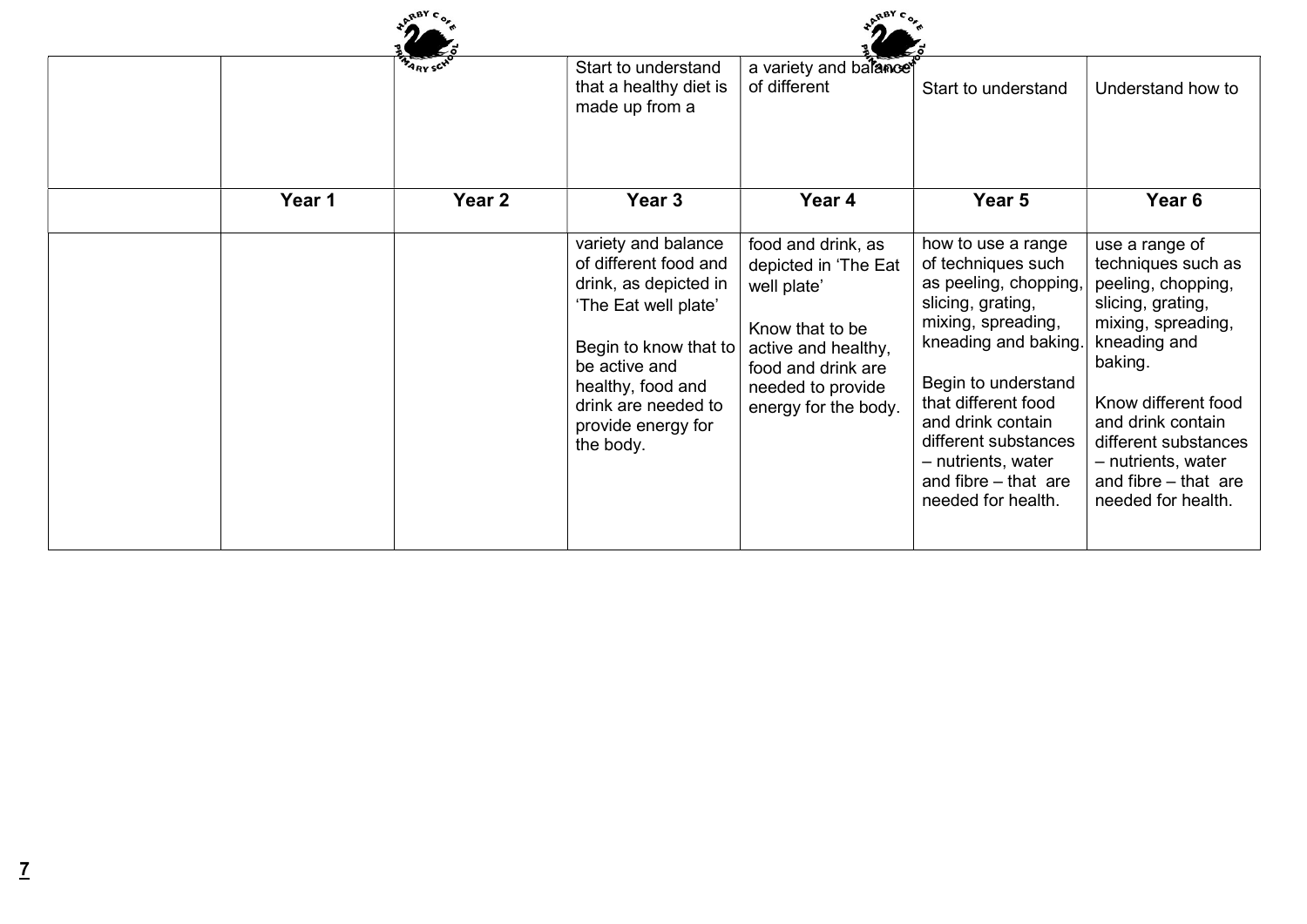| | | | | | | |
|---|---|---|---|---|---|---|
| | | | Start to understand that a healthy diet is made up from a | a variety and balance of different | Start to understand | Understand how to |
| | **Year 1** | **Year 2** | **Year 3** | **Year 4** | **Year 5** | **Year 6** |
| | | | variety and balance of different food and drink, as depicted in 'The Eat well plate'<br><br>Begin to know that to be active and healthy, food and drink are needed to provide energy for the body. | food and drink, as depicted in 'The Eat well plate'<br><br>Know that to be active and healthy, food and drink are needed to provide energy for the body. | how to use a range of techniques such as peeling, chopping, slicing, grating, mixing, spreading, kneading and baking.<br><br>Begin to understand that different food and drink contain different substances – nutrients, water and fibre – that are needed for health. | use a range of techniques such as peeling, chopping, slicing, grating, mixing, spreading, kneading and baking.<br><br>Know different food and drink contain different substances – nutrients, water and fibre – that are needed for health. |